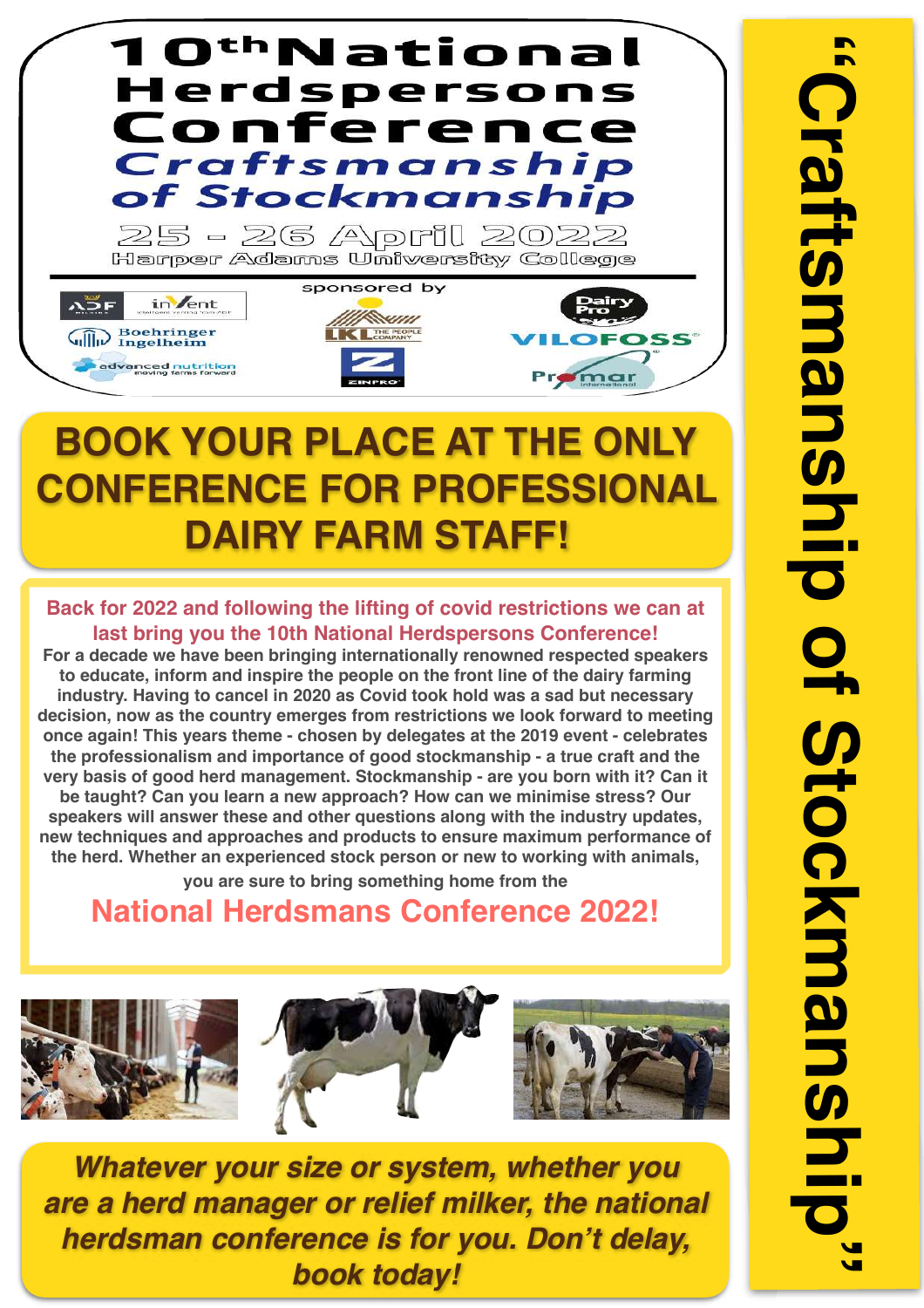# 10th National Herdspersons Conference

## Craftsmanship of Stockmanship

25 - 26 April 2022

Harper Adams University College

sponsored by

ADF Milking · inVent · Boehringer Ingelheim · advanced nutrition moving farms forward · LKL The People Company · Zinpro · Dairy Pro · VILOFOSS · Promar International

## BOOK YOUR PLACE AT THE ONLY CONFERENCE FOR PROFESSIONAL DAIRY FARM STAFF!

**Back for 2022 and following the lifting of covid restrictions we can at last bring you the 10th National Herdspersons Conference!**

**For a decade we have been bringing internationally renowned respected speakers to educate, inform and inspire the people on the front line of the dairy farming industry. Having to cancel in 2020 as Covid took hold was a sad but necessary decision, now as the country emerges from restrictions we look forward to meeting once again! This years theme - chosen by delegates at the 2019 event - celebrates the professionalism and importance of good stockmanship - a true craft and the very basis of good herd management. Stockmanship - are you born with it? Can it be taught? Can you learn a new approach? How can we minimise stress? Our speakers will answer these and other questions along with the industry updates, new techniques and approaches and products to ensure maximum performance of the herd. Whether an experienced stock person or new to working with animals,**

**you are sure to bring something home from the**

## National Herdsmans Conference 2022!

***Whatever your size or system, whether you are a herd manager or relief milker, the national herdsman conference is for you. Don't delay, book today!***

# "Craftsmanship of Stockmanship"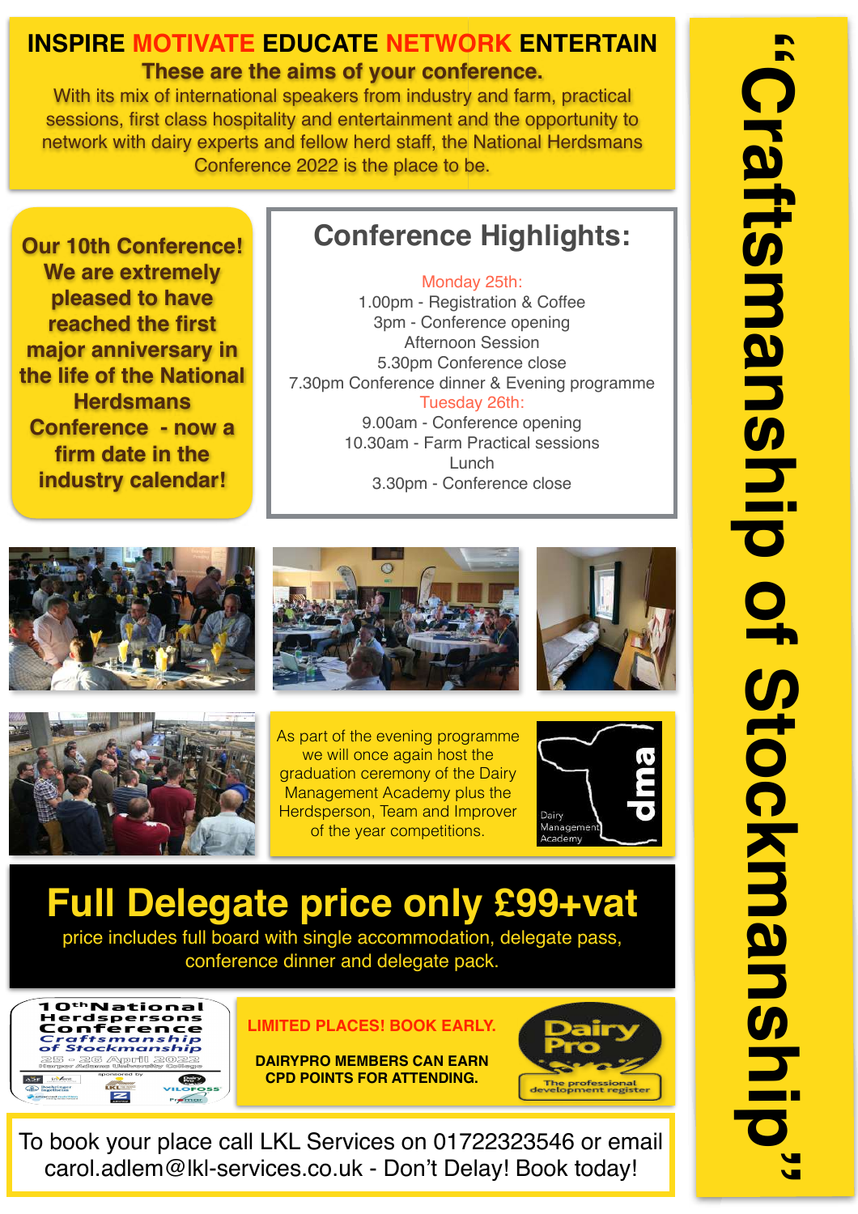# INSPIRE MOTIVATE EDUCATE NETWORK ENTERTAIN

## These are the aims of your conference.

With its mix of international speakers from industry and farm, practical sessions, first class hospitality and entertainment and the opportunity to network with dairy experts and fellow herd staff, the National Herdsmans Conference 2022 is the place to be.

**Our 10th Conference! We are extremely pleased to have reached the first major anniversary in the life of the National Herdsmans Conference - now a firm date in the industry calendar!**

## Conference Highlights:

**Monday 25th:**

1.00pm - Registration & Coffee
3pm - Conference opening
Afternoon Session
5.30pm Conference close
7.30pm Conference dinner & Evening programme

**Tuesday 26th:**

9.00am - Conference opening
10.30am - Farm Practical sessions
Lunch
3.30pm - Conference close

As part of the evening programme we will once again host the graduation ceremony of the Dairy Management Academy plus the Herdsperson, Team and Improver of the year competitions.

dma
Dairy Management Academy

# Full Delegate price only £99+vat

price includes full board with single accommodation, delegate pass, conference dinner and delegate pack.

10th National Herdspersons Conference
*Craftsmanship of Stockmanship*
25 - 26 April 2022
Harper Adams University College
sponsored by

**LIMITED PLACES! BOOK EARLY.**

**DAIRYPRO MEMBERS CAN EARN CPD POINTS FOR ATTENDING.**

Dairy Pro
The professional development register

To book your place call LKL Services on 01722323546 or email carol.adlem@lkl-services.co.uk - Don't Delay! Book today!

# "Craftsmanship of Stockmanship"